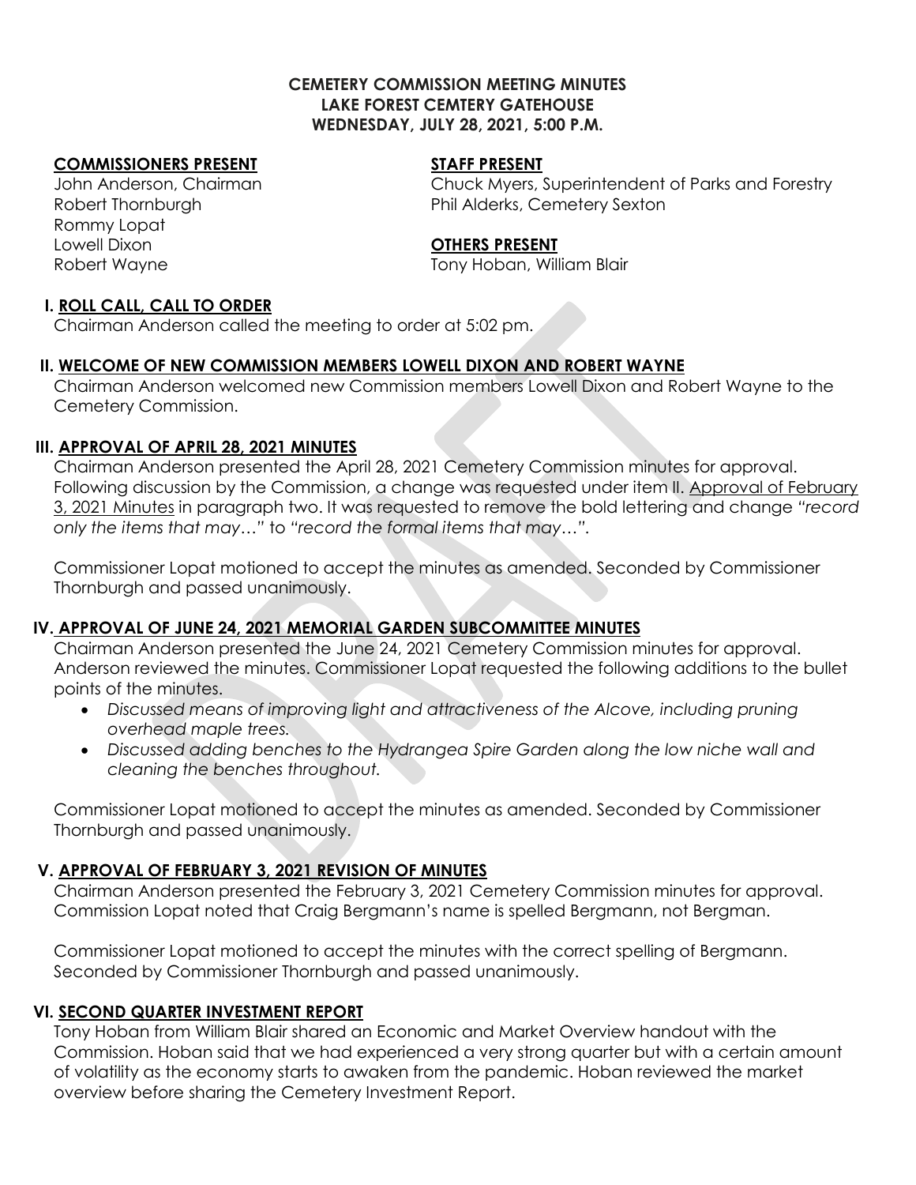**CEMETERY COMMISSION MEETING MINUTES**
**LAKE FOREST CEMTERY GATEHOUSE**
**WEDNESDAY, JULY 28, 2021, 5:00 P.M.**

**COMMISSIONERS PRESENT**
John Anderson, Chairman
Robert Thornburgh
Rommy Lopat
Lowell Dixon
Robert Wayne

**STAFF PRESENT**
Chuck Myers, Superintendent of Parks and Forestry
Phil Alderks, Cemetery Sexton

**OTHERS PRESENT**
Tony Hoban, William Blair

## I. ROLL CALL, CALL TO ORDER

Chairman Anderson called the meeting to order at 5:02 pm.

## II. WELCOME OF NEW COMMISSION MEMBERS LOWELL DIXON AND ROBERT WAYNE

Chairman Anderson welcomed new Commission members Lowell Dixon and Robert Wayne to the Cemetery Commission.

## III. APPROVAL OF APRIL 28, 2021 MINUTES

Chairman Anderson presented the April 28, 2021 Cemetery Commission minutes for approval. Following discussion by the Commission, a change was requested under item II. Approval of February 3, 2021 Minutes in paragraph two. It was requested to remove the bold lettering and change *"record only the items that may…"* to *"record the formal items that may…".*

Commissioner Lopat motioned to accept the minutes as amended. Seconded by Commissioner Thornburgh and passed unanimously.

## IV. APPROVAL OF JUNE 24, 2021 MEMORIAL GARDEN SUBCOMMITTEE MINUTES

Chairman Anderson presented the June 24, 2021 Cemetery Commission minutes for approval. Anderson reviewed the minutes. Commissioner Lopat requested the following additions to the bullet points of the minutes.

- *Discussed means of improving light and attractiveness of the Alcove, including pruning overhead maple trees.*
- *Discussed adding benches to the Hydrangea Spire Garden along the low niche wall and cleaning the benches throughout.*

Commissioner Lopat motioned to accept the minutes as amended. Seconded by Commissioner Thornburgh and passed unanimously.

## V. APPROVAL OF FEBRUARY 3, 2021 REVISION OF MINUTES

Chairman Anderson presented the February 3, 2021 Cemetery Commission minutes for approval. Commission Lopat noted that Craig Bergmann's name is spelled Bergmann, not Bergman.

Commissioner Lopat motioned to accept the minutes with the correct spelling of Bergmann. Seconded by Commissioner Thornburgh and passed unanimously.

## VI. SECOND QUARTER INVESTMENT REPORT

Tony Hoban from William Blair shared an Economic and Market Overview handout with the Commission. Hoban said that we had experienced a very strong quarter but with a certain amount of volatility as the economy starts to awaken from the pandemic. Hoban reviewed the market overview before sharing the Cemetery Investment Report.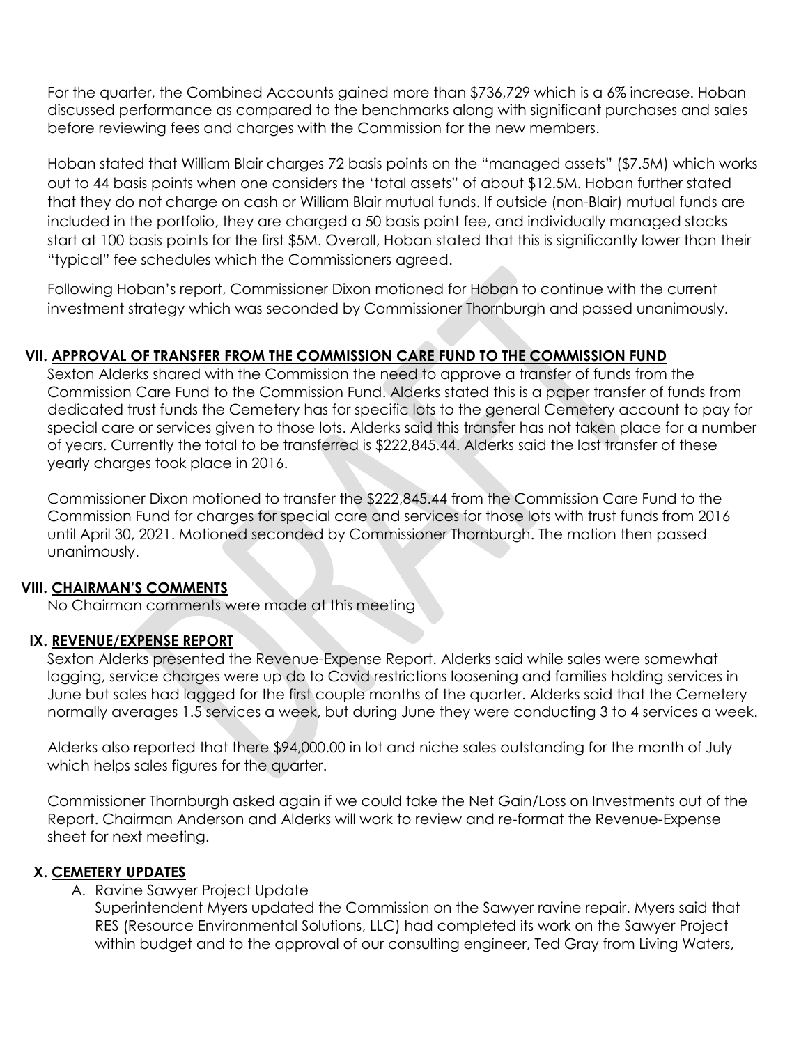For the quarter, the Combined Accounts gained more than $736,729 which is a 6% increase. Hoban discussed performance as compared to the benchmarks along with significant purchases and sales before reviewing fees and charges with the Commission for the new members.

Hoban stated that William Blair charges 72 basis points on the "managed assets" ($7.5M) which works out to 44 basis points when one considers the 'total assets" of about $12.5M. Hoban further stated that they do not charge on cash or William Blair mutual funds. If outside (non-Blair) mutual funds are included in the portfolio, they are charged a 50 basis point fee, and individually managed stocks start at 100 basis points for the first $5M. Overall, Hoban stated that this is significantly lower than their "typical" fee schedules which the Commissioners agreed.

Following Hoban's report, Commissioner Dixon motioned for Hoban to continue with the current investment strategy which was seconded by Commissioner Thornburgh and passed unanimously.

## VII. APPROVAL OF TRANSFER FROM THE COMMISSION CARE FUND TO THE COMMISSION FUND

Sexton Alderks shared with the Commission the need to approve a transfer of funds from the Commission Care Fund to the Commission Fund. Alderks stated this is a paper transfer of funds from dedicated trust funds the Cemetery has for specific lots to the general Cemetery account to pay for special care or services given to those lots. Alderks said this transfer has not taken place for a number of years. Currently the total to be transferred is $222,845.44. Alderks said the last transfer of these yearly charges took place in 2016.

Commissioner Dixon motioned to transfer the $222,845.44 from the Commission Care Fund to the Commission Fund for charges for special care and services for those lots with trust funds from 2016 until April 30, 2021. Motioned seconded by Commissioner Thornburgh. The motion then passed unanimously.

## VIII. CHAIRMAN'S COMMENTS

No Chairman comments were made at this meeting

## IX. REVENUE/EXPENSE REPORT

Sexton Alderks presented the Revenue-Expense Report. Alderks said while sales were somewhat lagging, service charges were up do to Covid restrictions loosening and families holding services in June but sales had lagged for the first couple months of the quarter. Alderks said that the Cemetery normally averages 1.5 services a week, but during June they were conducting 3 to 4 services a week.

Alderks also reported that there $94,000.00 in lot and niche sales outstanding for the month of July which helps sales figures for the quarter.

Commissioner Thornburgh asked again if we could take the Net Gain/Loss on Investments out of the Report. Chairman Anderson and Alderks will work to review and re-format the Revenue-Expense sheet for next meeting.

## X. CEMETERY UPDATES

A. Ravine Sawyer Project Update

Superintendent Myers updated the Commission on the Sawyer ravine repair. Myers said that RES (Resource Environmental Solutions, LLC) had completed its work on the Sawyer Project within budget and to the approval of our consulting engineer, Ted Gray from Living Waters,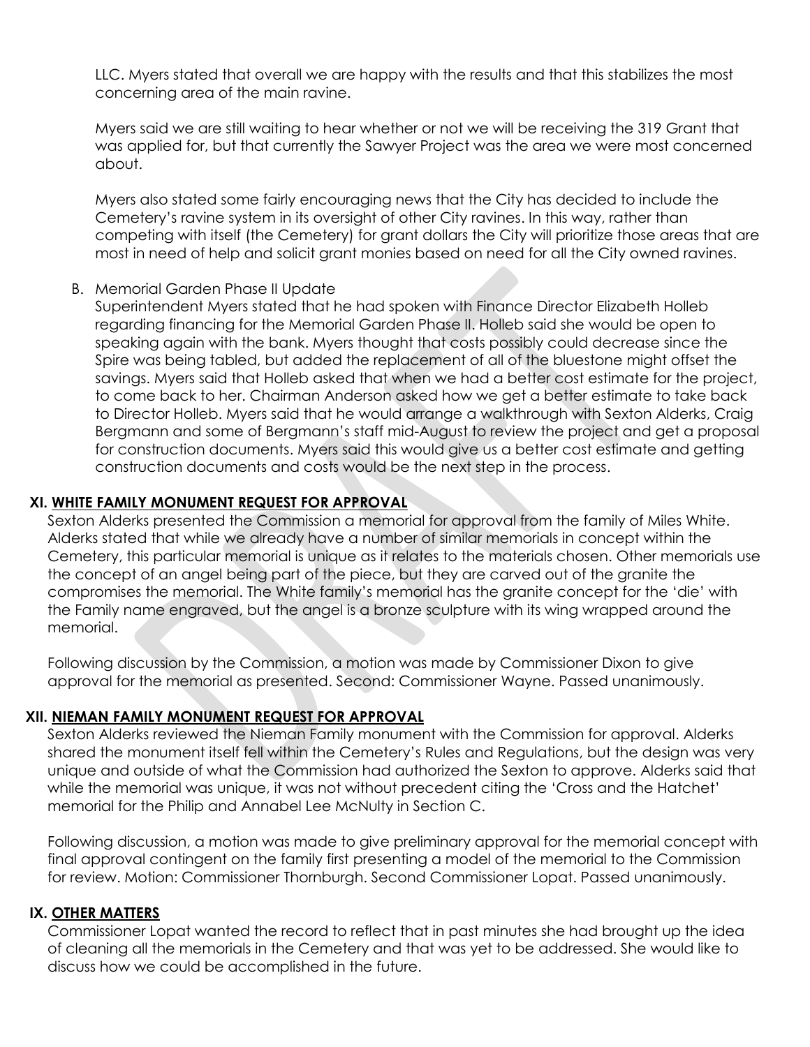LLC. Myers stated that overall we are happy with the results and that this stabilizes the most concerning area of the main ravine.

Myers said we are still waiting to hear whether or not we will be receiving the 319 Grant that was applied for, but that currently the Sawyer Project was the area we were most concerned about.

Myers also stated some fairly encouraging news that the City has decided to include the Cemetery's ravine system in its oversight of other City ravines. In this way, rather than competing with itself (the Cemetery) for grant dollars the City will prioritize those areas that are most in need of help and solicit grant monies based on need for all the City owned ravines.

B. Memorial Garden Phase II Update

Superintendent Myers stated that he had spoken with Finance Director Elizabeth Holleb regarding financing for the Memorial Garden Phase II. Holleb said she would be open to speaking again with the bank. Myers thought that costs possibly could decrease since the Spire was being tabled, but added the replacement of all of the bluestone might offset the savings. Myers said that Holleb asked that when we had a better cost estimate for the project, to come back to her. Chairman Anderson asked how we get a better estimate to take back to Director Holleb. Myers said that he would arrange a walkthrough with Sexton Alderks, Craig Bergmann and some of Bergmann's staff mid-August to review the project and get a proposal for construction documents. Myers said this would give us a better cost estimate and getting construction documents and costs would be the next step in the process.

## XI. <u>WHITE FAMILY MONUMENT REQUEST FOR APPROVAL</u>

Sexton Alderks presented the Commission a memorial for approval from the family of Miles White. Alderks stated that while we already have a number of similar memorials in concept within the Cemetery, this particular memorial is unique as it relates to the materials chosen. Other memorials use the concept of an angel being part of the piece, but they are carved out of the granite the compromises the memorial. The White family's memorial has the granite concept for the 'die' with the Family name engraved, but the angel is a bronze sculpture with its wing wrapped around the memorial.

Following discussion by the Commission, a motion was made by Commissioner Dixon to give approval for the memorial as presented. Second: Commissioner Wayne. Passed unanimously.

## XII. <u>NIEMAN FAMILY MONUMENT REQUEST FOR APPROVAL</u>

Sexton Alderks reviewed the Nieman Family monument with the Commission for approval. Alderks shared the monument itself fell within the Cemetery's Rules and Regulations, but the design was very unique and outside of what the Commission had authorized the Sexton to approve. Alderks said that while the memorial was unique, it was not without precedent citing the 'Cross and the Hatchet' memorial for the Philip and Annabel Lee McNulty in Section C.

Following discussion, a motion was made to give preliminary approval for the memorial concept with final approval contingent on the family first presenting a model of the memorial to the Commission for review. Motion: Commissioner Thornburgh. Second Commissioner Lopat. Passed unanimously.

## IX. <u>OTHER MATTERS</u>

Commissioner Lopat wanted the record to reflect that in past minutes she had brought up the idea of cleaning all the memorials in the Cemetery and that was yet to be addressed. She would like to discuss how we could be accomplished in the future.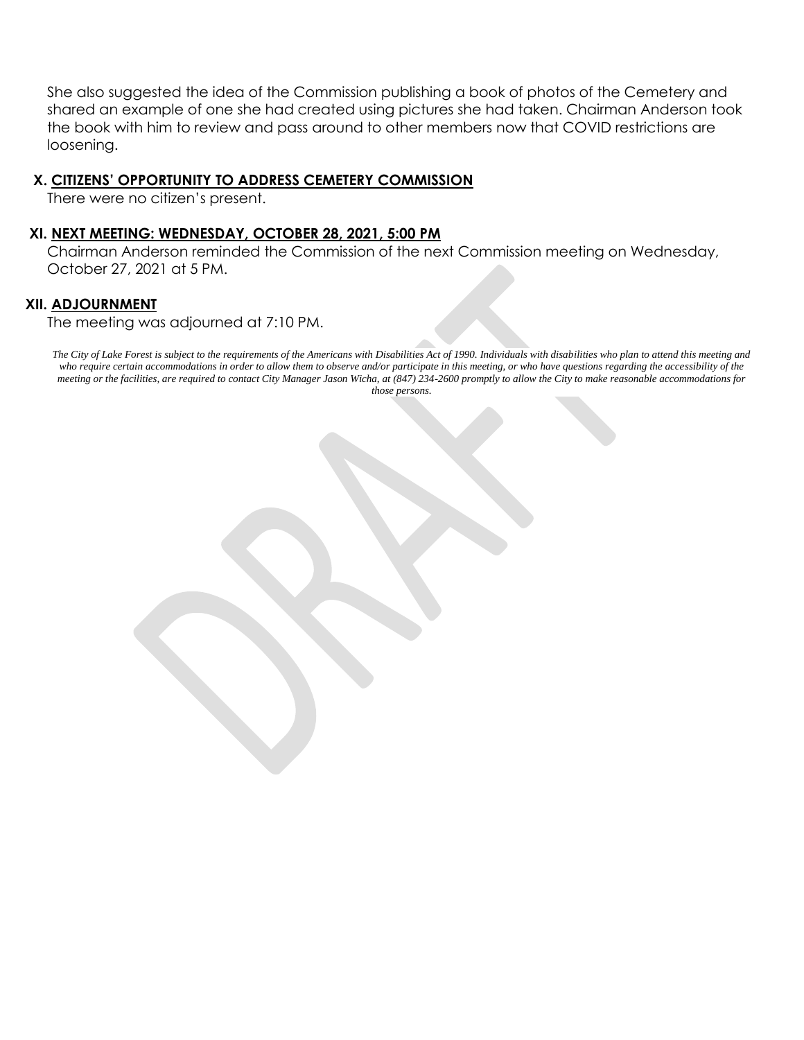She also suggested the idea of the Commission publishing a book of photos of the Cemetery and shared an example of one she had created using pictures she had taken. Chairman Anderson took the book with him to review and pass around to other members now that COVID restrictions are loosening.

**X. CITIZENS' OPPORTUNITY TO ADDRESS CEMETERY COMMISSION**

There were no citizen's present.

**XI. NEXT MEETING: WEDNESDAY, OCTOBER 28, 2021, 5:00 PM**

Chairman Anderson reminded the Commission of the next Commission meeting on Wednesday, October 27, 2021 at 5 PM.

**XII. ADJOURNMENT**

The meeting was adjourned at 7:10 PM.

*The City of Lake Forest is subject to the requirements of the Americans with Disabilities Act of 1990. Individuals with disabilities who plan to attend this meeting and who require certain accommodations in order to allow them to observe and/or participate in this meeting, or who have questions regarding the accessibility of the meeting or the facilities, are required to contact City Manager Jason Wicha, at (847) 234-2600 promptly to allow the City to make reasonable accommodations for those persons.*

DRAFT